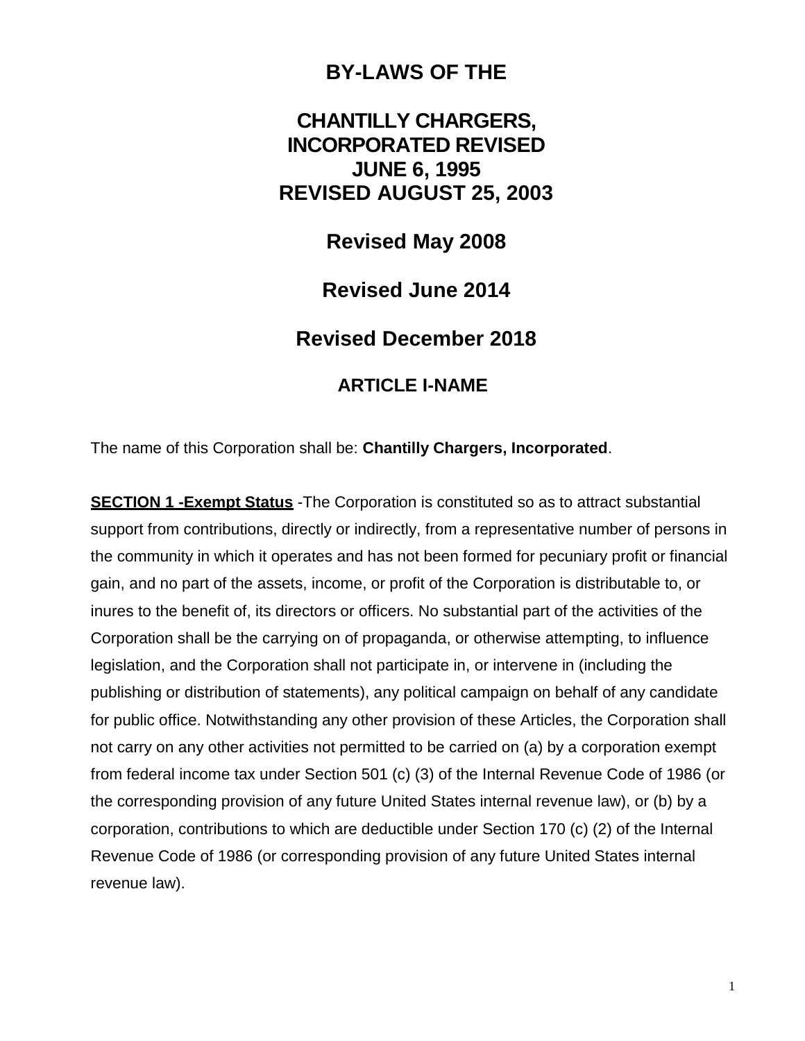# BY-LAWS OF THE

# CHANTILLY CHARGERS, INCORPORATED REVISED JUNE 6, 1995 REVISED AUGUST 25, 2003

# Revised May 2008

# Revised June 2014

# Revised December 2018

## ARTICLE I-NAME

The name of this Corporation shall be: **Chantilly Chargers, Incorporated**.

**SECTION 1 -Exempt Status** -The Corporation is constituted so as to attract substantial support from contributions, directly or indirectly, from a representative number of persons in the community in which it operates and has not been formed for pecuniary profit or financial gain, and no part of the assets, income, or profit of the Corporation is distributable to, or inures to the benefit of, its directors or officers. No substantial part of the activities of the Corporation shall be the carrying on of propaganda, or otherwise attempting, to influence legislation, and the Corporation shall not participate in, or intervene in (including the publishing or distribution of statements), any political campaign on behalf of any candidate for public office. Notwithstanding any other provision of these Articles, the Corporation shall not carry on any other activities not permitted to be carried on (a) by a corporation exempt from federal income tax under Section 501 (c) (3) of the Internal Revenue Code of 1986 (or the corresponding provision of any future United States internal revenue law), or (b) by a corporation, contributions to which are deductible under Section 170 (c) (2) of the Internal Revenue Code of 1986 (or corresponding provision of any future United States internal revenue law).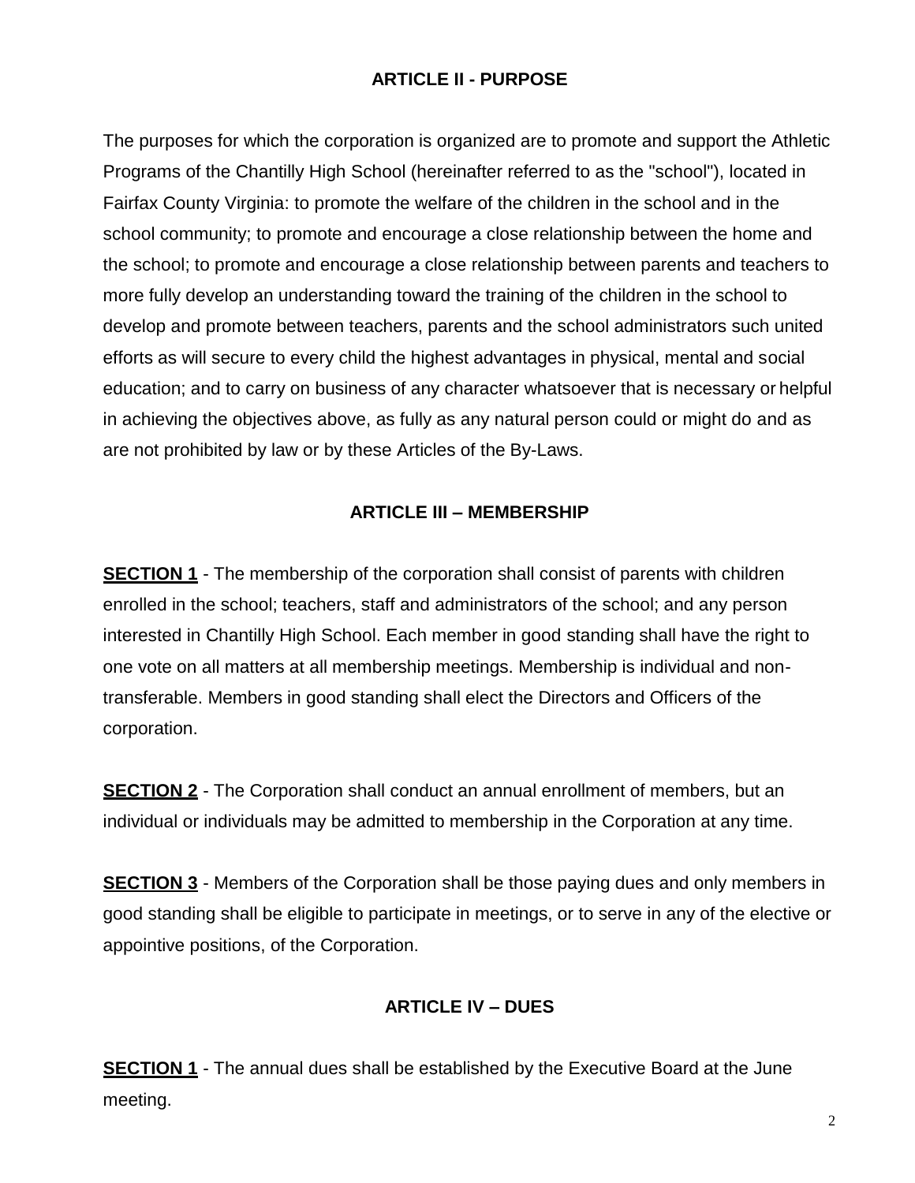## ARTICLE II - PURPOSE

The purposes for which the corporation is organized are to promote and support the Athletic Programs of the Chantilly High School (hereinafter referred to as the "school"), located in Fairfax County Virginia: to promote the welfare of the children in the school and in the school community; to promote and encourage a close relationship between the home and the school; to promote and encourage a close relationship between parents and teachers to more fully develop an understanding toward the training of the children in the school to develop and promote between teachers, parents and the school administrators such united efforts as will secure to every child the highest advantages in physical, mental and social education; and to carry on business of any character whatsoever that is necessary or helpful in achieving the objectives above, as fully as any natural person could or might do and as are not prohibited by law or by these Articles of the By-Laws.

## ARTICLE III – MEMBERSHIP

**SECTION 1** - The membership of the corporation shall consist of parents with children enrolled in the school; teachers, staff and administrators of the school; and any person interested in Chantilly High School. Each member in good standing shall have the right to one vote on all matters at all membership meetings. Membership is individual and non-transferable. Members in good standing shall elect the Directors and Officers of the corporation.

**SECTION 2** - The Corporation shall conduct an annual enrollment of members, but an individual or individuals may be admitted to membership in the Corporation at any time.

**SECTION 3** - Members of the Corporation shall be those paying dues and only members in good standing shall be eligible to participate in meetings, or to serve in any of the elective or appointive positions, of the Corporation.

## ARTICLE IV – DUES

**SECTION 1** - The annual dues shall be established by the Executive Board at the June meeting.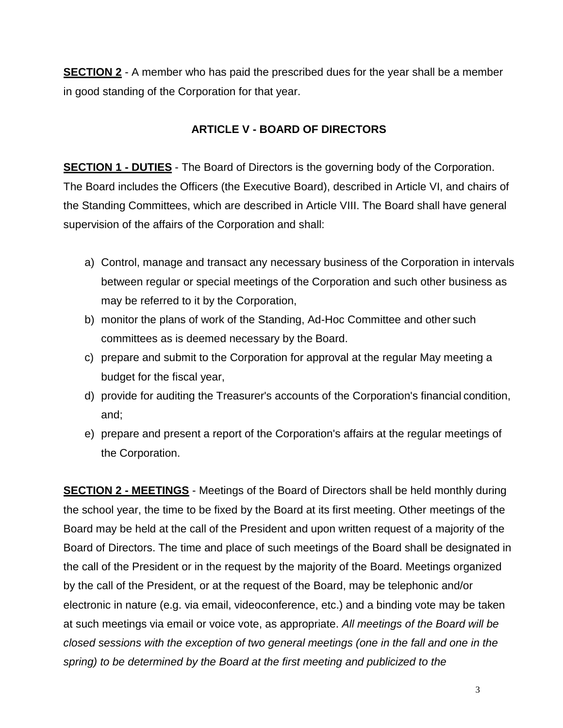**SECTION 2** - A member who has paid the prescribed dues for the year shall be a member in good standing of the Corporation for that year.

## ARTICLE V - BOARD OF DIRECTORS

**SECTION 1 - DUTIES** - The Board of Directors is the governing body of the Corporation. The Board includes the Officers (the Executive Board), described in Article VI, and chairs of the Standing Committees, which are described in Article VIII. The Board shall have general supervision of the affairs of the Corporation and shall:

a) Control, manage and transact any necessary business of the Corporation in intervals between regular or special meetings of the Corporation and such other business as may be referred to it by the Corporation,
b) monitor the plans of work of the Standing, Ad-Hoc Committee and other such committees as is deemed necessary by the Board.
c) prepare and submit to the Corporation for approval at the regular May meeting a budget for the fiscal year,
d) provide for auditing the Treasurer's accounts of the Corporation's financial condition, and;
e) prepare and present a report of the Corporation's affairs at the regular meetings of the Corporation.

**SECTION 2 - MEETINGS** - Meetings of the Board of Directors shall be held monthly during the school year, the time to be fixed by the Board at its first meeting. Other meetings of the Board may be held at the call of the President and upon written request of a majority of the Board of Directors. The time and place of such meetings of the Board shall be designated in the call of the President or in the request by the majority of the Board. Meetings organized by the call of the President, or at the request of the Board, may be telephonic and/or electronic in nature (e.g. via email, videoconference, etc.) and a binding vote may be taken at such meetings via email or voice vote, as appropriate. *All meetings of the Board will be closed sessions with the exception of two general meetings (one in the fall and one in the spring) to be determined by the Board at the first meeting and publicized to the*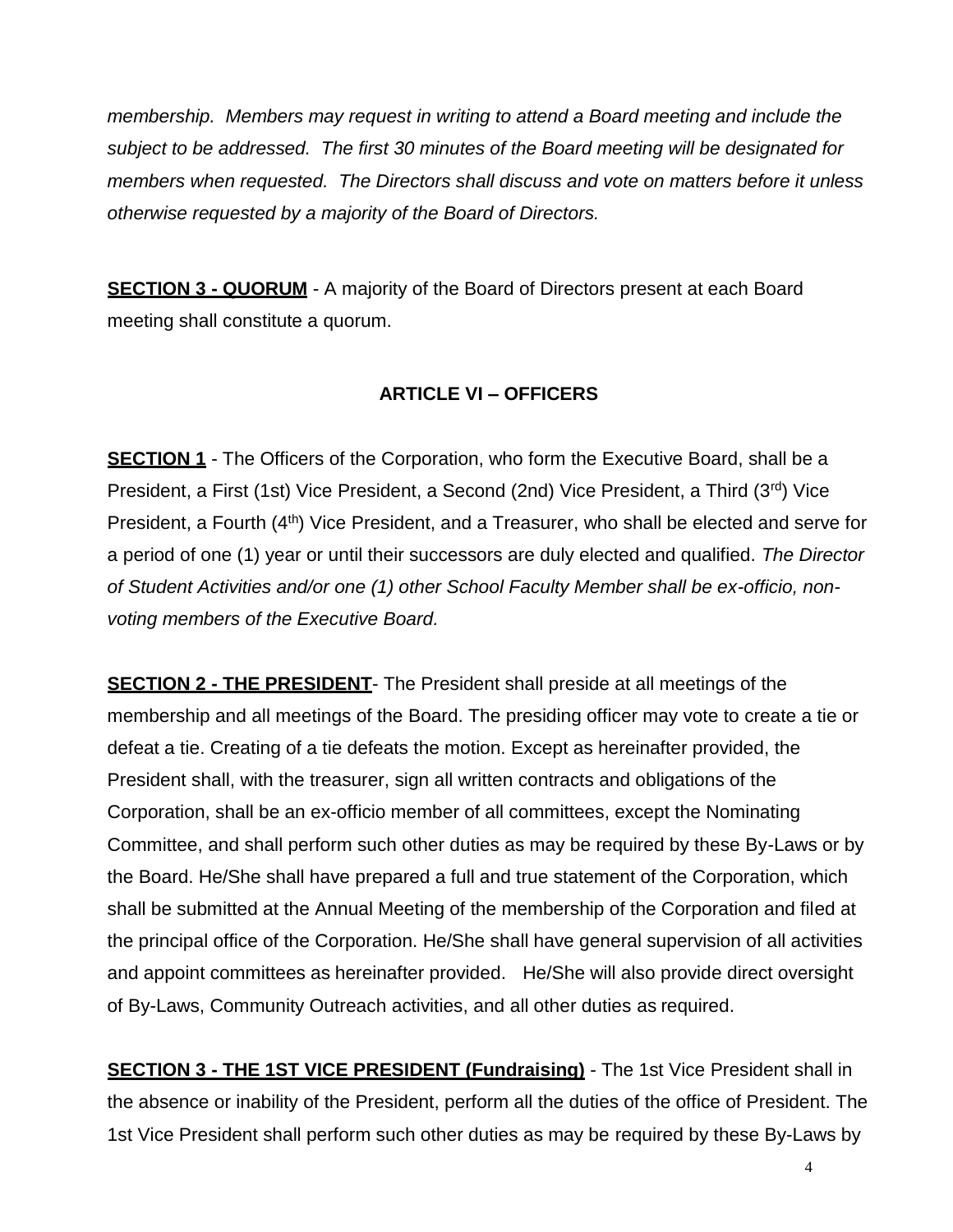*membership. Members may request in writing to attend a Board meeting and include the subject to be addressed. The first 30 minutes of the Board meeting will be designated for members when requested. The Directors shall discuss and vote on matters before it unless otherwise requested by a majority of the Board of Directors.*

**SECTION 3 - QUORUM** - A majority of the Board of Directors present at each Board meeting shall constitute a quorum.

## ARTICLE VI – OFFICERS

**SECTION 1** - The Officers of the Corporation, who form the Executive Board, shall be a President, a First (1st) Vice President, a Second (2nd) Vice President, a Third (3rd) Vice President, a Fourth (4th) Vice President, and a Treasurer, who shall be elected and serve for a period of one (1) year or until their successors are duly elected and qualified. *The Director of Student Activities and/or one (1) other School Faculty Member shall be ex-officio, non-voting members of the Executive Board.*

**SECTION 2 - THE PRESIDENT**- The President shall preside at all meetings of the membership and all meetings of the Board. The presiding officer may vote to create a tie or defeat a tie. Creating of a tie defeats the motion. Except as hereinafter provided, the President shall, with the treasurer, sign all written contracts and obligations of the Corporation, shall be an ex-officio member of all committees, except the Nominating Committee, and shall perform such other duties as may be required by these By-Laws or by the Board. He/She shall have prepared a full and true statement of the Corporation, which shall be submitted at the Annual Meeting of the membership of the Corporation and filed at the principal office of the Corporation. He/She shall have general supervision of all activities and appoint committees as hereinafter provided. He/She will also provide direct oversight of By-Laws, Community Outreach activities, and all other duties as required.

**SECTION 3 - THE 1ST VICE PRESIDENT (Fundraising)** - The 1st Vice President shall in the absence or inability of the President, perform all the duties of the office of President. The 1st Vice President shall perform such other duties as may be required by these By-Laws by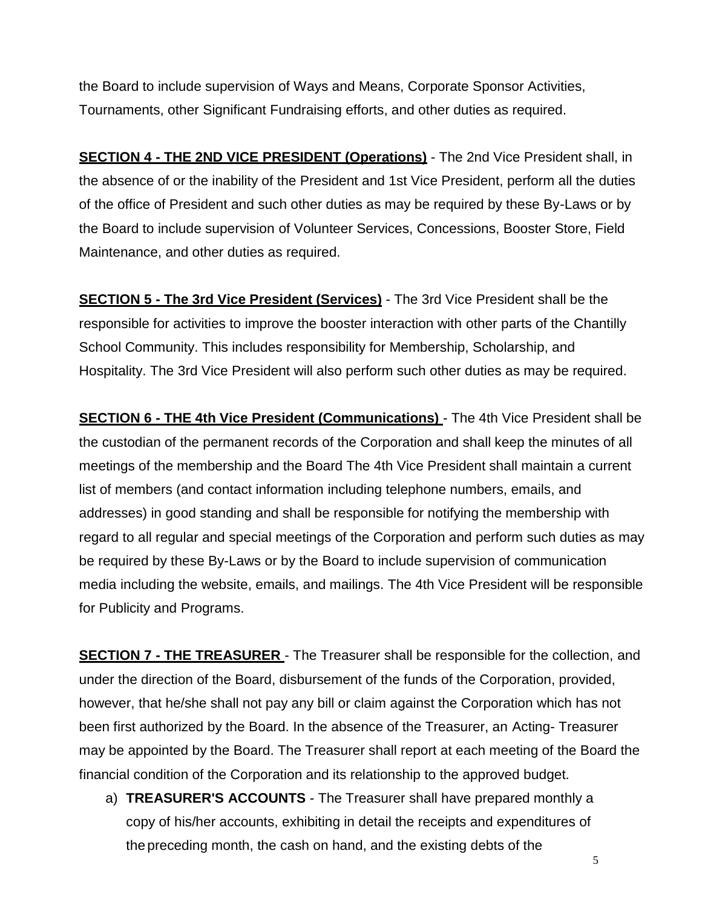the Board to include supervision of Ways and Means, Corporate Sponsor Activities, Tournaments, other Significant Fundraising efforts, and other duties as required.

**SECTION 4 - THE 2ND VICE PRESIDENT (Operations)** - The 2nd Vice President shall, in the absence of or the inability of the President and 1st Vice President, perform all the duties of the office of President and such other duties as may be required by these By-Laws or by the Board to include supervision of Volunteer Services, Concessions, Booster Store, Field Maintenance, and other duties as required.

**SECTION 5 - The 3rd Vice President (Services)** - The 3rd Vice President shall be the responsible for activities to improve the booster interaction with other parts of the Chantilly School Community. This includes responsibility for Membership, Scholarship, and Hospitality. The 3rd Vice President will also perform such other duties as may be required.

**SECTION 6 - THE 4th Vice President (Communications)** - The 4th Vice President shall be the custodian of the permanent records of the Corporation and shall keep the minutes of all meetings of the membership and the Board The 4th Vice President shall maintain a current list of members (and contact information including telephone numbers, emails, and addresses) in good standing and shall be responsible for notifying the membership with regard to all regular and special meetings of the Corporation and perform such duties as may be required by these By-Laws or by the Board to include supervision of communication media including the website, emails, and mailings. The 4th Vice President will be responsible for Publicity and Programs.

**SECTION 7 - THE TREASURER** - The Treasurer shall be responsible for the collection, and under the direction of the Board, disbursement of the funds of the Corporation, provided, however, that he/she shall not pay any bill or claim against the Corporation which has not been first authorized by the Board. In the absence of the Treasurer, an Acting- Treasurer may be appointed by the Board. The Treasurer shall report at each meeting of the Board the financial condition of the Corporation and its relationship to the approved budget.

a) **TREASURER'S ACCOUNTS** - The Treasurer shall have prepared monthly a copy of his/her accounts, exhibiting in detail the receipts and expenditures of the preceding month, the cash on hand, and the existing debts of the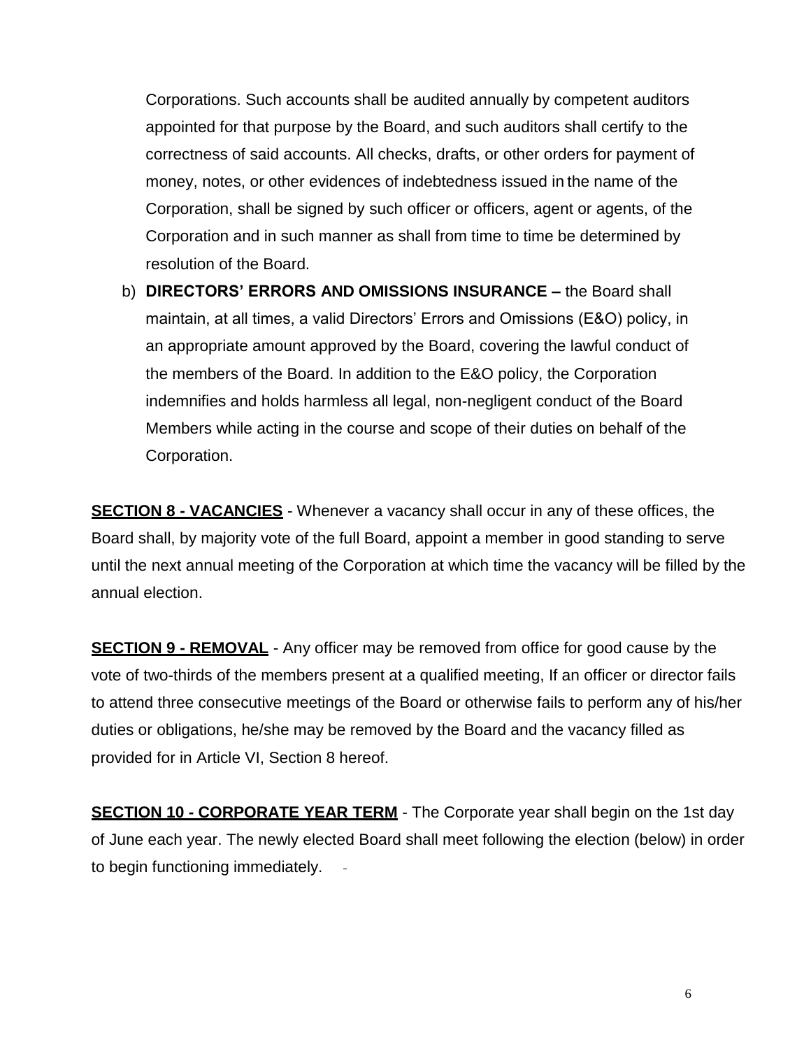Corporations. Such accounts shall be audited annually by competent auditors appointed for that purpose by the Board, and such auditors shall certify to the correctness of said accounts. All checks, drafts, or other orders for payment of money, notes, or other evidences of indebtedness issued in the name of the Corporation, shall be signed by such officer or officers, agent or agents, of the Corporation and in such manner as shall from time to time be determined by resolution of the Board.

b) **DIRECTORS' ERRORS AND OMISSIONS INSURANCE –** the Board shall maintain, at all times, a valid Directors' Errors and Omissions (E&O) policy, in an appropriate amount approved by the Board, covering the lawful conduct of the members of the Board. In addition to the E&O policy, the Corporation indemnifies and holds harmless all legal, non-negligent conduct of the Board Members while acting in the course and scope of their duties on behalf of the Corporation.

**<u>SECTION 8 - VACANCIES</u>** - Whenever a vacancy shall occur in any of these offices, the Board shall, by majority vote of the full Board, appoint a member in good standing to serve until the next annual meeting of the Corporation at which time the vacancy will be filled by the annual election.

**<u>SECTION 9 - REMOVAL</u>** - Any officer may be removed from office for good cause by the vote of two-thirds of the members present at a qualified meeting, If an officer or director fails to attend three consecutive meetings of the Board or otherwise fails to perform any of his/her duties or obligations, he/she may be removed by the Board and the vacancy filled as provided for in Article VI, Section 8 hereof.

**<u>SECTION 10 - CORPORATE YEAR TERM</u>** - The Corporate year shall begin on the 1st day of June each year. The newly elected Board shall meet following the election (below) in order to begin functioning immediately.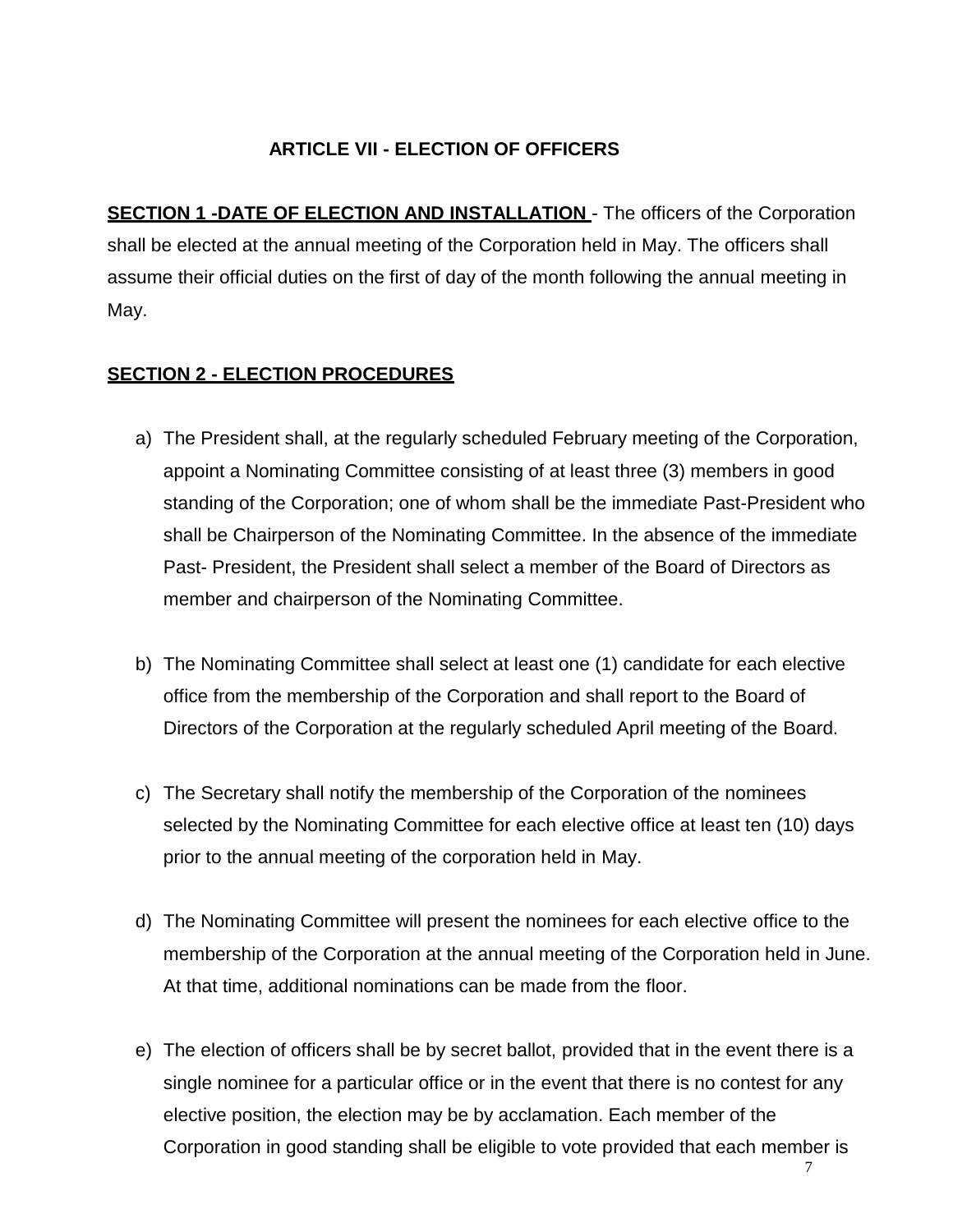## ARTICLE VII - ELECTION OF OFFICERS

**SECTION 1 -DATE OF ELECTION AND INSTALLATION** - The officers of the Corporation shall be elected at the annual meeting of the Corporation held in May. The officers shall assume their official duties on the first of day of the month following the annual meeting in May.

**SECTION 2 - ELECTION PROCEDURES**

a) The President shall, at the regularly scheduled February meeting of the Corporation, appoint a Nominating Committee consisting of at least three (3) members in good standing of the Corporation; one of whom shall be the immediate Past-President who shall be Chairperson of the Nominating Committee. In the absence of the immediate Past- President, the President shall select a member of the Board of Directors as member and chairperson of the Nominating Committee.

b) The Nominating Committee shall select at least one (1) candidate for each elective office from the membership of the Corporation and shall report to the Board of Directors of the Corporation at the regularly scheduled April meeting of the Board.

c) The Secretary shall notify the membership of the Corporation of the nominees selected by the Nominating Committee for each elective office at least ten (10) days prior to the annual meeting of the corporation held in May.

d) The Nominating Committee will present the nominees for each elective office to the membership of the Corporation at the annual meeting of the Corporation held in June. At that time, additional nominations can be made from the floor.

e) The election of officers shall be by secret ballot, provided that in the event there is a single nominee for a particular office or in the event that there is no contest for any elective position, the election may be by acclamation. Each member of the Corporation in good standing shall be eligible to vote provided that each member is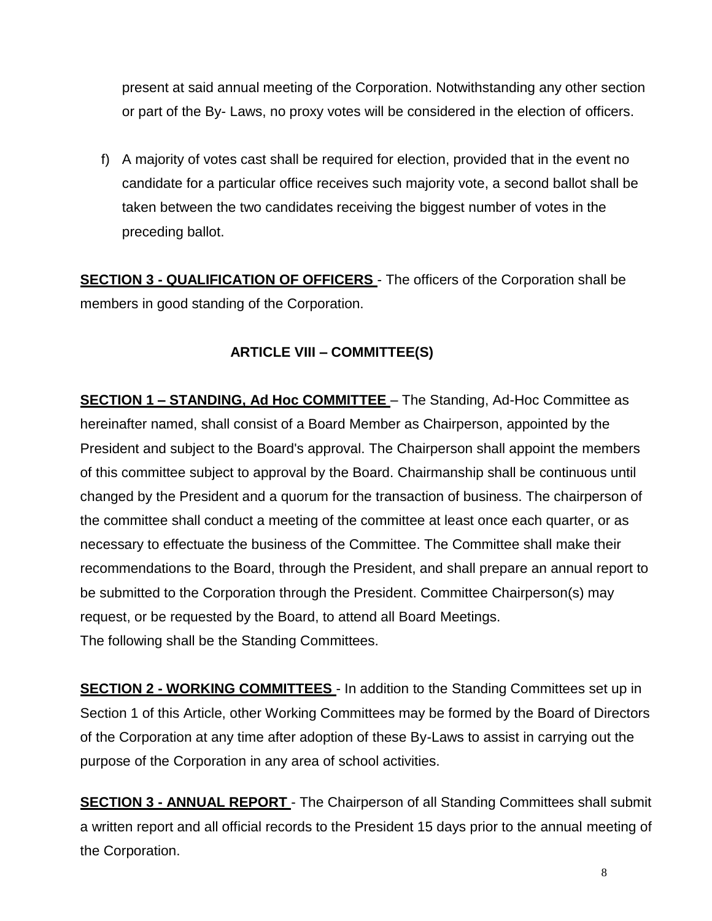present at said annual meeting of the Corporation. Notwithstanding any other section or part of the By- Laws, no proxy votes will be considered in the election of officers.

f) A majority of votes cast shall be required for election, provided that in the event no candidate for a particular office receives such majority vote, a second ballot shall be taken between the two candidates receiving the biggest number of votes in the preceding ballot.

**SECTION 3 - QUALIFICATION OF OFFICERS** - The officers of the Corporation shall be members in good standing of the Corporation.

## ARTICLE VIII – COMMITTEE(S)

**SECTION 1 – STANDING, Ad Hoc COMMITTEE** – The Standing, Ad-Hoc Committee as hereinafter named, shall consist of a Board Member as Chairperson, appointed by the President and subject to the Board's approval. The Chairperson shall appoint the members of this committee subject to approval by the Board. Chairmanship shall be continuous until changed by the President and a quorum for the transaction of business. The chairperson of the committee shall conduct a meeting of the committee at least once each quarter, or as necessary to effectuate the business of the Committee. The Committee shall make their recommendations to the Board, through the President, and shall prepare an annual report to be submitted to the Corporation through the President. Committee Chairperson(s) may request, or be requested by the Board, to attend all Board Meetings.
The following shall be the Standing Committees.

**SECTION 2 - WORKING COMMITTEES** - In addition to the Standing Committees set up in Section 1 of this Article, other Working Committees may be formed by the Board of Directors of the Corporation at any time after adoption of these By-Laws to assist in carrying out the purpose of the Corporation in any area of school activities.

**SECTION 3 - ANNUAL REPORT** - The Chairperson of all Standing Committees shall submit a written report and all official records to the President 15 days prior to the annual meeting of the Corporation.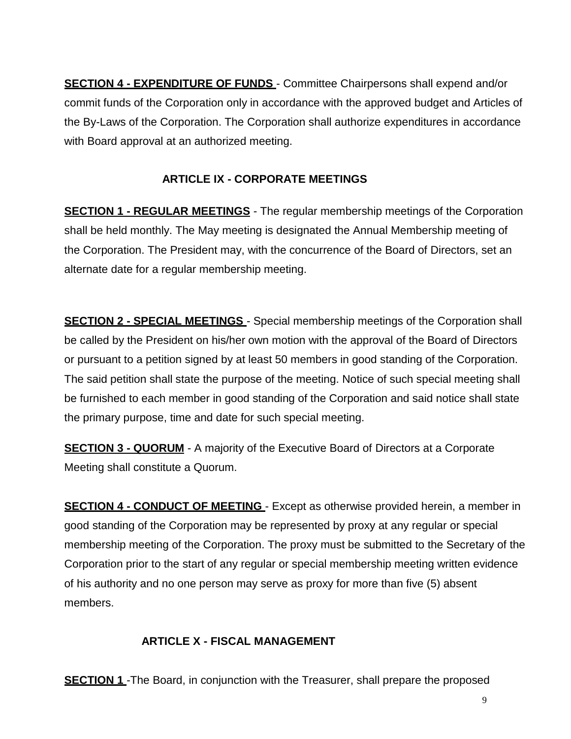**SECTION 4 - EXPENDITURE OF FUNDS** - Committee Chairpersons shall expend and/or commit funds of the Corporation only in accordance with the approved budget and Articles of the By-Laws of the Corporation. The Corporation shall authorize expenditures in accordance with Board approval at an authorized meeting.

## ARTICLE IX - CORPORATE MEETINGS

**SECTION 1 - REGULAR MEETINGS** - The regular membership meetings of the Corporation shall be held monthly. The May meeting is designated the Annual Membership meeting of the Corporation. The President may, with the concurrence of the Board of Directors, set an alternate date for a regular membership meeting.

**SECTION 2 - SPECIAL MEETINGS** - Special membership meetings of the Corporation shall be called by the President on his/her own motion with the approval of the Board of Directors or pursuant to a petition signed by at least 50 members in good standing of the Corporation. The said petition shall state the purpose of the meeting. Notice of such special meeting shall be furnished to each member in good standing of the Corporation and said notice shall state the primary purpose, time and date for such special meeting.

**SECTION 3 - QUORUM** - A majority of the Executive Board of Directors at a Corporate Meeting shall constitute a Quorum.

**SECTION 4 - CONDUCT OF MEETING** - Except as otherwise provided herein, a member in good standing of the Corporation may be represented by proxy at any regular or special membership meeting of the Corporation. The proxy must be submitted to the Secretary of the Corporation prior to the start of any regular or special membership meeting written evidence of his authority and no one person may serve as proxy for more than five (5) absent members.

## ARTICLE X - FISCAL MANAGEMENT

**SECTION 1** -The Board, in conjunction with the Treasurer, shall prepare the proposed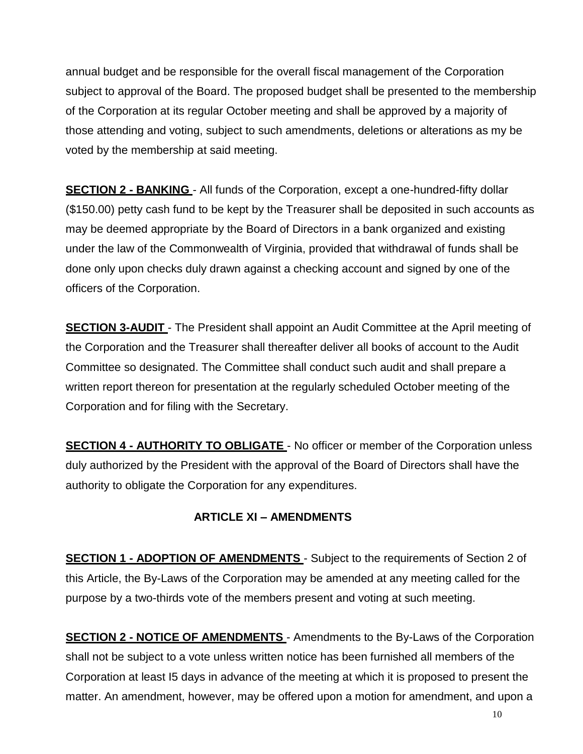annual budget and be responsible for the overall fiscal management of the Corporation subject to approval of the Board. The proposed budget shall be presented to the membership of the Corporation at its regular October meeting and shall be approved by a majority of those attending and voting, subject to such amendments, deletions or alterations as my be voted by the membership at said meeting.

**SECTION 2 - BANKING** - All funds of the Corporation, except a one-hundred-fifty dollar ($150.00) petty cash fund to be kept by the Treasurer shall be deposited in such accounts as may be deemed appropriate by the Board of Directors in a bank organized and existing under the law of the Commonwealth of Virginia, provided that withdrawal of funds shall be done only upon checks duly drawn against a checking account and signed by one of the officers of the Corporation.

**SECTION 3-AUDIT** - The President shall appoint an Audit Committee at the April meeting of the Corporation and the Treasurer shall thereafter deliver all books of account to the Audit Committee so designated. The Committee shall conduct such audit and shall prepare a written report thereon for presentation at the regularly scheduled October meeting of the Corporation and for filing with the Secretary.

**SECTION 4 - AUTHORITY TO OBLIGATE** - No officer or member of the Corporation unless duly authorized by the President with the approval of the Board of Directors shall have the authority to obligate the Corporation for any expenditures.

## ARTICLE XI – AMENDMENTS

**SECTION 1 - ADOPTION OF AMENDMENTS** - Subject to the requirements of Section 2 of this Article, the By-Laws of the Corporation may be amended at any meeting called for the purpose by a two-thirds vote of the members present and voting at such meeting.

**SECTION 2 - NOTICE OF AMENDMENTS** - Amendments to the By-Laws of the Corporation shall not be subject to a vote unless written notice has been furnished all members of the Corporation at least I5 days in advance of the meeting at which it is proposed to present the matter. An amendment, however, may be offered upon a motion for amendment, and upon a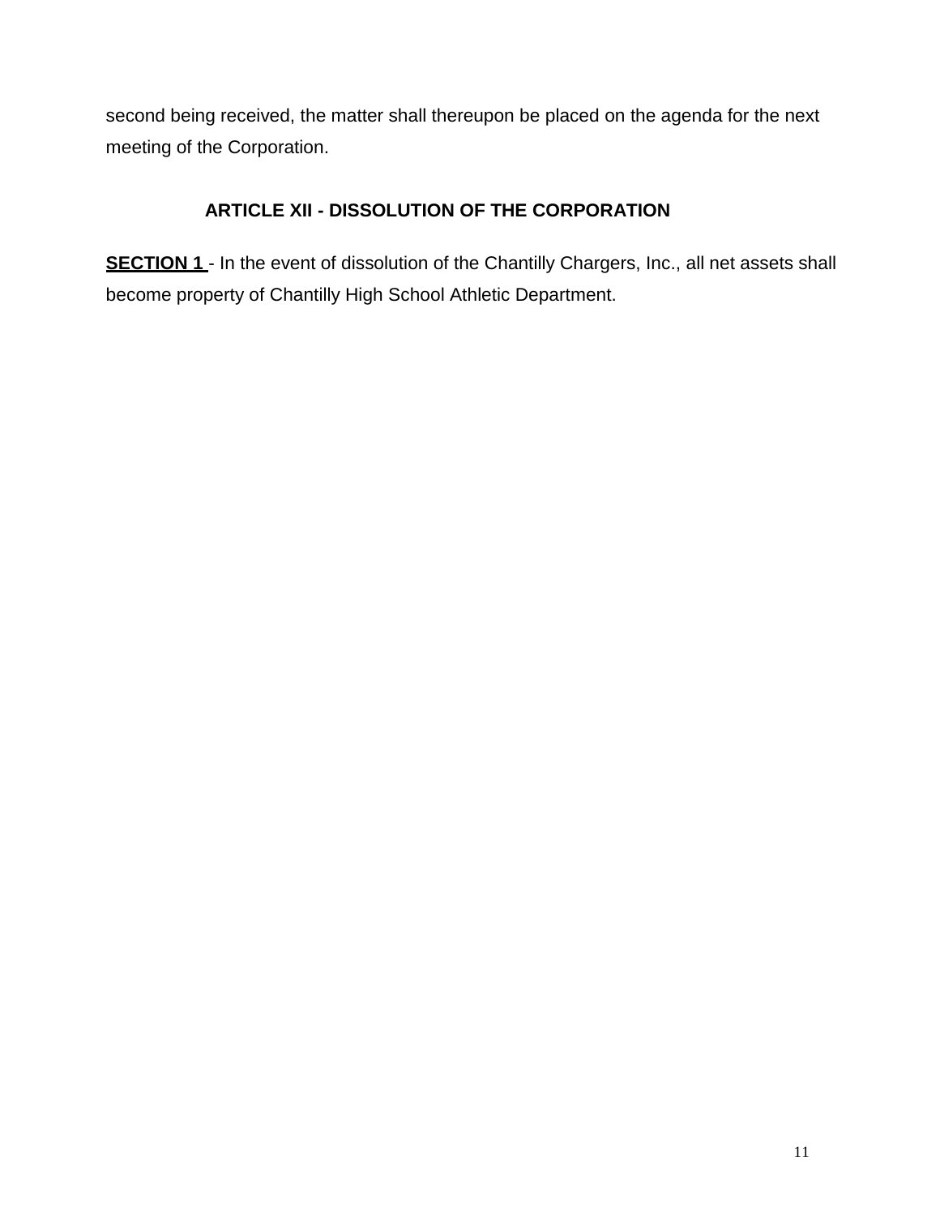second being received, the matter shall thereupon be placed on the agenda for the next meeting of the Corporation.

## ARTICLE XII - DISSOLUTION OF THE CORPORATION

**SECTION 1** - In the event of dissolution of the Chantilly Chargers, Inc., all net assets shall become property of Chantilly High School Athletic Department.